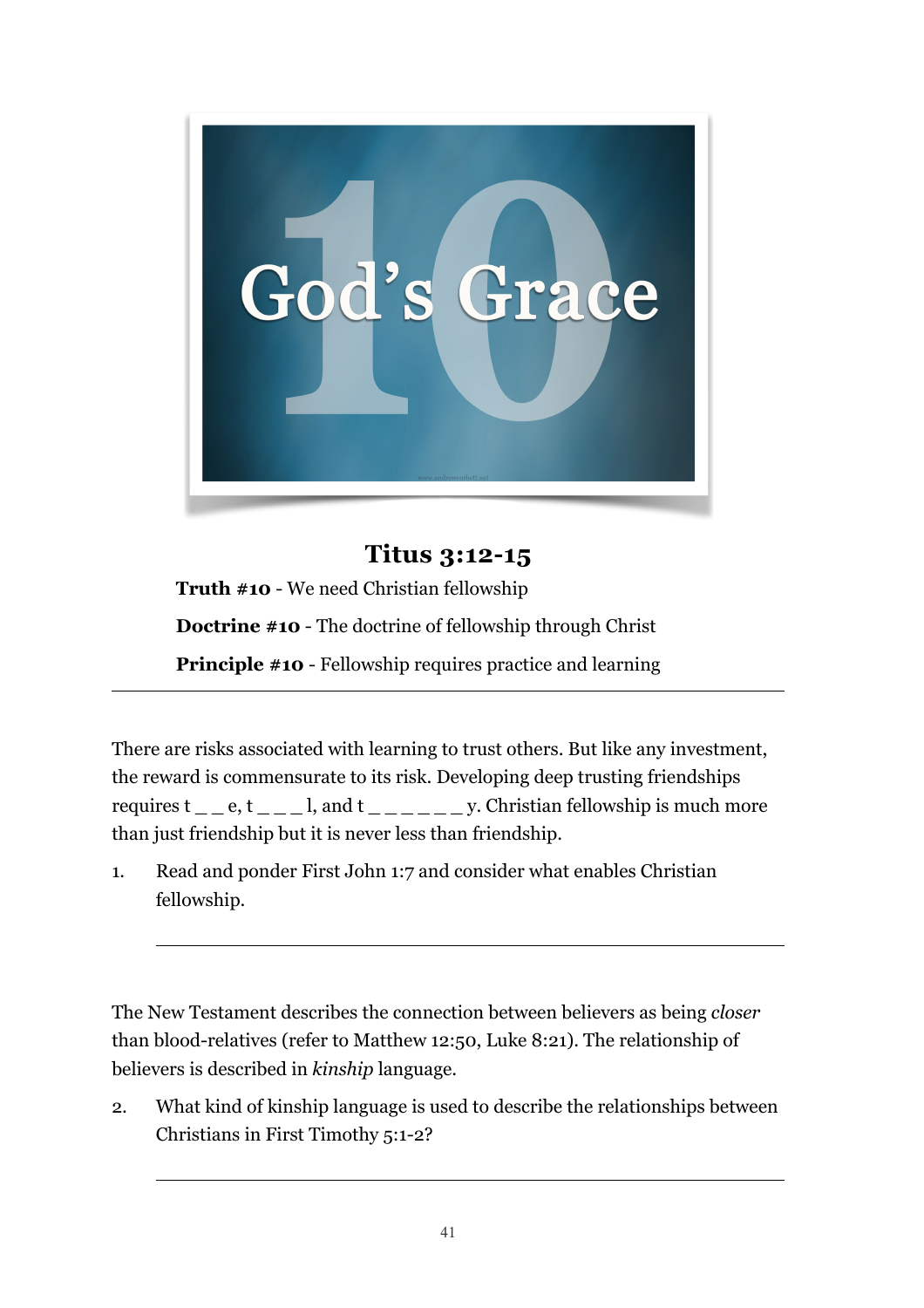# God's Grace 10

## Titus 3:12-15

**Truth #10** - We need Christian fellowship

**Doctrine #10** - The doctrine of fellowship through Christ

**Principle #10** - Fellowship requires practice and learning

---

There are risks associated with learning to trust others. But like any investment, the reward is commensurate to its risk. Developing deep trusting friendships requires t _ _ e, t _ _ _ l, and t _ _ _ _ _ _ y. Christian fellowship is much more than just friendship but it is never less than friendship.

1. Read and ponder First John 1:7 and consider what enables Christian fellowship.

---

The New Testament describes the connection between believers as being *closer* than blood-relatives (refer to Matthew 12:50, Luke 8:21). The relationship of believers is described in *kinship* language.

2. What kind of kinship language is used to describe the relationships between Christians in First Timothy 5:1-2?

---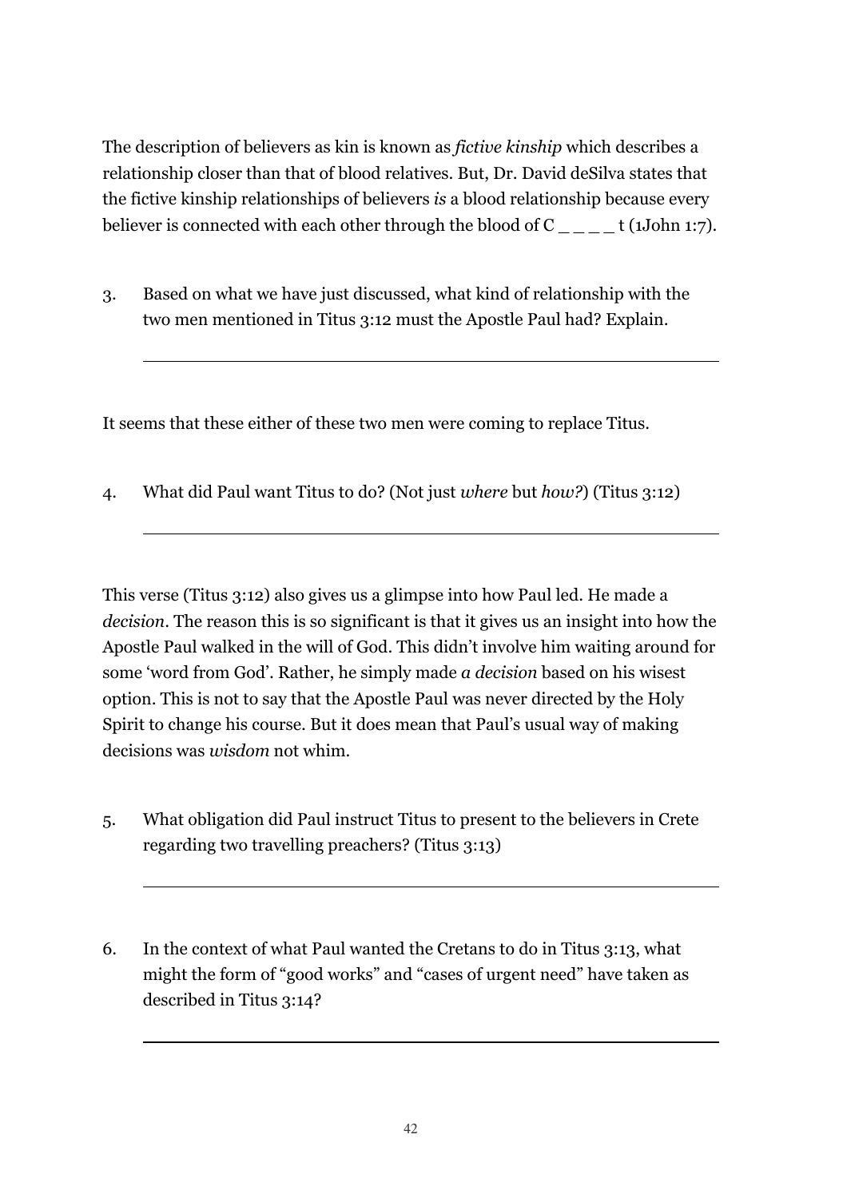The description of believers as kin is known as *fictive kinship* which describes a relationship closer than that of blood relatives. But, Dr. David deSilva states that the fictive kinship relationships of believers *is* a blood relationship because every believer is connected with each other through the blood of C _ _ _ _ t (1John 1:7).

3. Based on what we have just discussed, what kind of relationship with the two men mentioned in Titus 3:12 must the Apostle Paul had? Explain.

___

It seems that these either of these two men were coming to replace Titus.

4. What did Paul want Titus to do? (Not just *where* but *how?*) (Titus 3:12)

___

This verse (Titus 3:12) also gives us a glimpse into how Paul led. He made a *decision*. The reason this is so significant is that it gives us an insight into how the Apostle Paul walked in the will of God. This didn't involve him waiting around for some 'word from God'. Rather, he simply made *a decision* based on his wisest option. This is not to say that the Apostle Paul was never directed by the Holy Spirit to change his course. But it does mean that Paul's usual way of making decisions was *wisdom* not whim.

5. What obligation did Paul instruct Titus to present to the believers in Crete regarding two travelling preachers? (Titus 3:13)

___

6. In the context of what Paul wanted the Cretans to do in Titus 3:13, what might the form of "good works" and "cases of urgent need" have taken as described in Titus 3:14?

___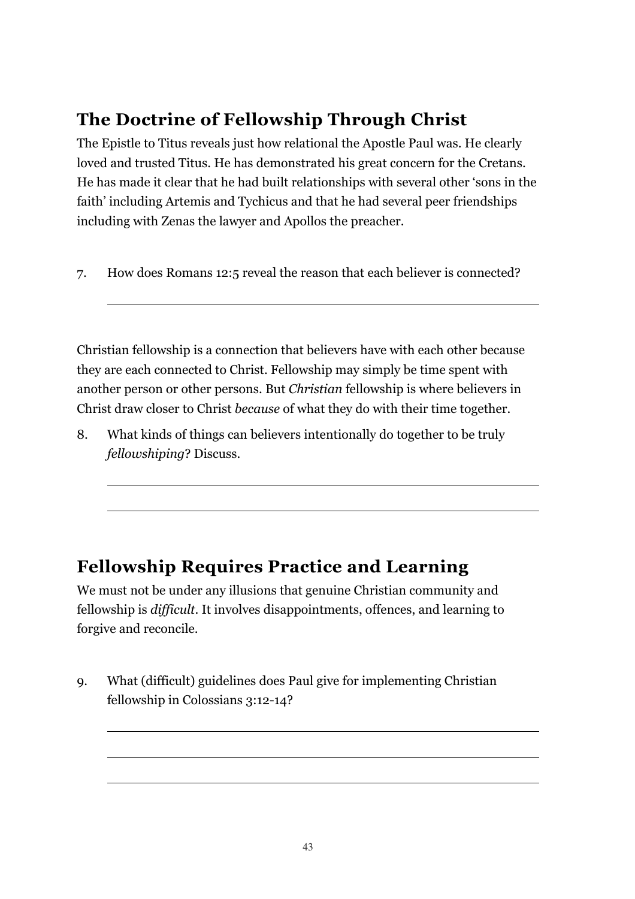## The Doctrine of Fellowship Through Christ

The Epistle to Titus reveals just how relational the Apostle Paul was. He clearly loved and trusted Titus. He has demonstrated his great concern for the Cretans. He has made it clear that he had built relationships with several other 'sons in the faith' including Artemis and Tychicus and that he had several peer friendships including with Zenas the lawyer and Apollos the preacher.

7. How does Romans 12:5 reveal the reason that each believer is connected?

\_\_\_\_\_\_\_\_\_\_\_\_\_\_\_\_\_\_\_\_\_\_\_\_\_\_\_\_\_\_\_\_\_\_\_\_\_\_\_\_\_\_\_\_\_\_\_\_\_\_\_\_

Christian fellowship is a connection that believers have with each other because they are each connected to Christ. Fellowship may simply be time spent with another person or other persons. But *Christian* fellowship is where believers in Christ draw closer to Christ *because* of what they do with their time together.

8. What kinds of things can believers intentionally do together to be truly *fellowshiping*? Discuss.

\_\_\_\_\_\_\_\_\_\_\_\_\_\_\_\_\_\_\_\_\_\_\_\_\_\_\_\_\_\_\_\_\_\_\_\_\_\_\_\_\_\_\_\_\_\_\_\_\_\_\_\_

\_\_\_\_\_\_\_\_\_\_\_\_\_\_\_\_\_\_\_\_\_\_\_\_\_\_\_\_\_\_\_\_\_\_\_\_\_\_\_\_\_\_\_\_\_\_\_\_\_\_\_\_

## Fellowship Requires Practice and Learning

We must not be under any illusions that genuine Christian community and fellowship is *difficult*. It involves disappointments, offences, and learning to forgive and reconcile.

9. What (difficult) guidelines does Paul give for implementing Christian fellowship in Colossians 3:12-14?

\_\_\_\_\_\_\_\_\_\_\_\_\_\_\_\_\_\_\_\_\_\_\_\_\_\_\_\_\_\_\_\_\_\_\_\_\_\_\_\_\_\_\_\_\_\_\_\_\_\_\_\_

\_\_\_\_\_\_\_\_\_\_\_\_\_\_\_\_\_\_\_\_\_\_\_\_\_\_\_\_\_\_\_\_\_\_\_\_\_\_\_\_\_\_\_\_\_\_\_\_\_\_\_\_

\_\_\_\_\_\_\_\_\_\_\_\_\_\_\_\_\_\_\_\_\_\_\_\_\_\_\_\_\_\_\_\_\_\_\_\_\_\_\_\_\_\_\_\_\_\_\_\_\_\_\_\_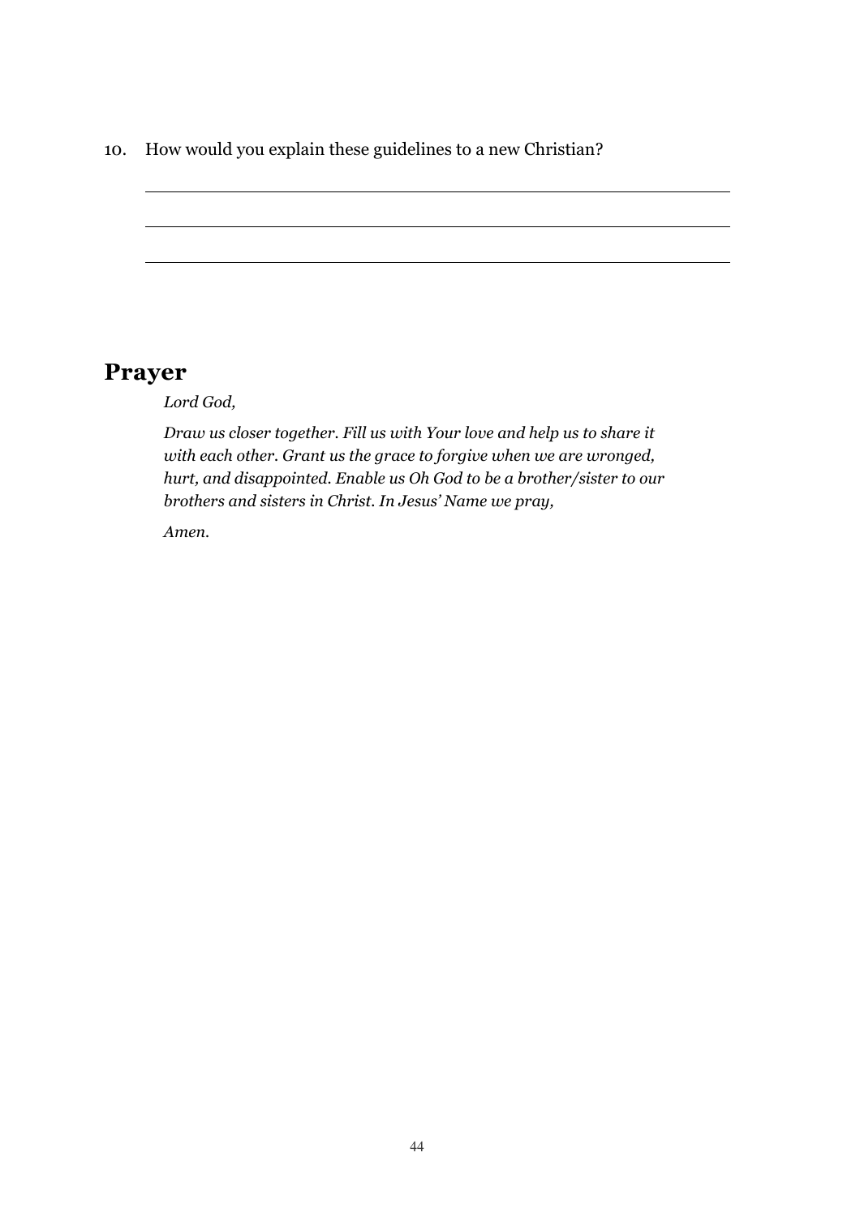10. How would you explain these guidelines to a new Christian?

______________________________________________________________

______________________________________________________________

______________________________________________________________

## Prayer

*Lord God,*

*Draw us closer together. Fill us with Your love and help us to share it with each other. Grant us the grace to forgive when we are wronged, hurt, and disappointed. Enable us Oh God to be a brother/sister to our brothers and sisters in Christ. In Jesus' Name we pray,*

*Amen.*